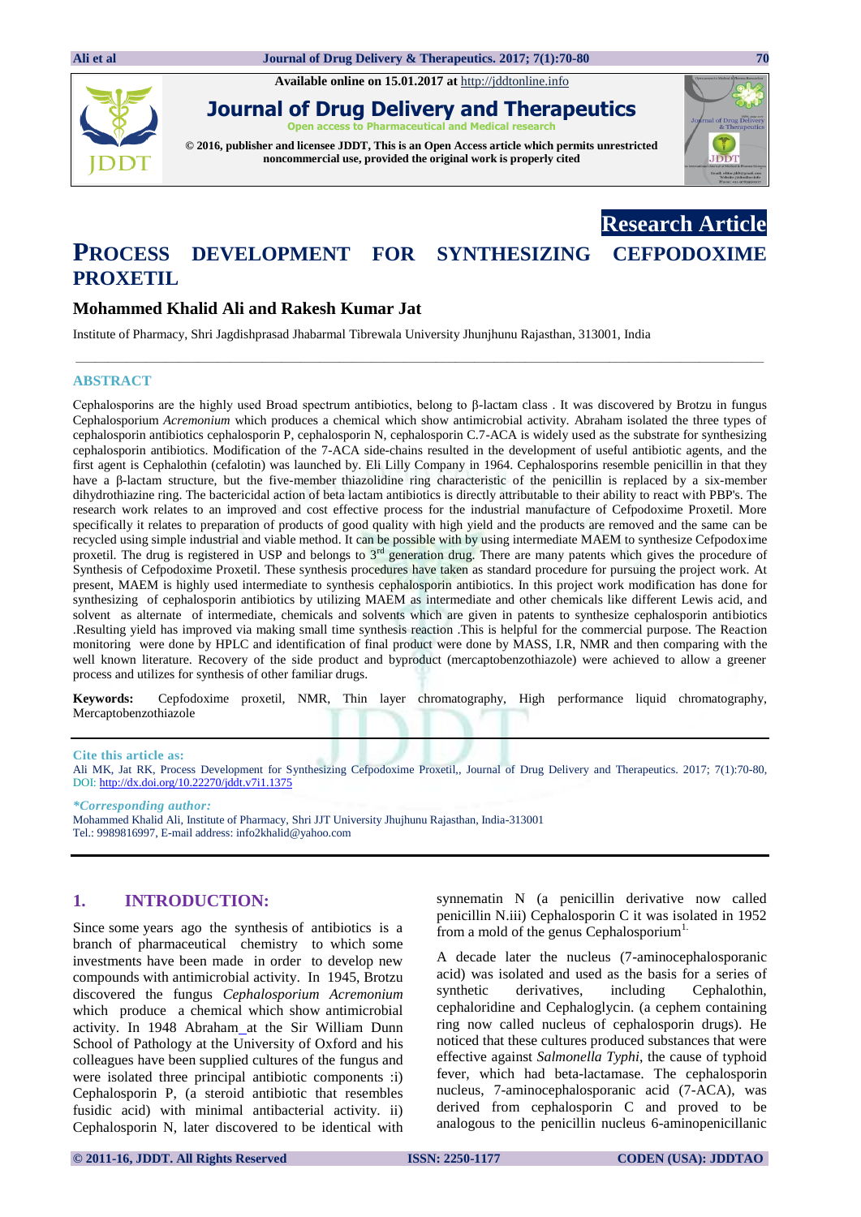Available online on 15.01.2017 at http://jddtonline.info

# Journal of Drug Delivery and Therapeutics

Open access to Pharmaceutical and Medical research

© 2016, publisher and licensee JDDT, This is an Open Access article which permits unrestricted noncommercial use, provided the original work is properly cited

**Research Article**

# PROCESS DEVELOPMENT FOR SYNTHESIZING CEFPODOXIME PROXETIL

## Mohammed Khalid Ali and Rakesh Kumar Jat

Institute of Pharmacy, Shri Jagdishprasad Jhabarmal Tibrewala University Jhunjhunu Rajasthan, 313001, India

### ABSTRACT

Cephalosporins are the highly used Broad spectrum antibiotics, belong to β-lactam class . It was discovered by Brotzu in fungus Cephalosporium *Acremonium* which produces a chemical which show antimicrobial activity. Abraham isolated the three types of cephalosporin antibiotics cephalosporin P, cephalosporin N, cephalosporin C.7-ACA is widely used as the substrate for synthesizing cephalosporin antibiotics. Modification of the 7-ACA side-chains resulted in the development of useful antibiotic agents, and the first agent is Cephalothin (cefalotin) was launched by. Eli Lilly Company in 1964. Cephalosporins resemble penicillin in that they have a β-lactam structure, but the five-member thiazolidine ring characteristic of the penicillin is replaced by a six-member dihydrothiazine ring. The bactericidal action of beta lactam antibiotics is directly attributable to their ability to react with PBP's. The research work relates to an improved and cost effective process for the industrial manufacture of Cefpodoxime Proxetil. More specifically it relates to preparation of products of good quality with high yield and the products are removed and the same can be recycled using simple industrial and viable method. It can be possible with by using intermediate MAEM to synthesize Cefpodoxime proxetil. The drug is registered in USP and belongs to 3rd generation drug. There are many patents which gives the procedure of Synthesis of Cefpodoxime Proxetil. These synthesis procedures have taken as standard procedure for pursuing the project work. At present, MAEM is highly used intermediate to synthesis cephalosporin antibiotics. In this project work modification has done for synthesizing of cephalosporin antibiotics by utilizing MAEM as intermediate and other chemicals like different Lewis acid, and solvent as alternate of intermediate, chemicals and solvents which are given in patents to synthesize cephalosporin antibiotics .Resulting yield has improved via making small time synthesis reaction .This is helpful for the commercial purpose. The Reaction monitoring were done by HPLC and identification of final product were done by MASS, I.R, NMR and then comparing with the well known literature. Recovery of the side product and byproduct (mercaptobenzothiazole) were achieved to allow a greener process and utilizes for synthesis of other familiar drugs.

**Keywords:** Cepfodoxime proxetil, NMR, Thin layer chromatography, High performance liquid chromatography, Mercaptobenzothiazole

**Cite this article as:**

Ali MK, Jat RK, Process Development for Synthesizing Cefpodoxime Proxetil,, Journal of Drug Delivery and Therapeutics. 2017; 7(1):70-80, DOI: http://dx.doi.org/10.22270/jddt.v7i1.1375

***Corresponding author:***

Mohammed Khalid Ali, Institute of Pharmacy, Shri JJT University Jhujhunu Rajasthan, India-313001
Tel.: 9989816997, E-mail address: info2khalid@yahoo.com

## 1. INTRODUCTION:

Since some years ago the synthesis of antibiotics is a branch of pharmaceutical chemistry to which some investments have been made in order to develop new compounds with antimicrobial activity. In 1945, Brotzu discovered the fungus *Cephalosporium Acremonium* which produce a chemical which show antimicrobial activity. In 1948 Abraham at the Sir William Dunn School of Pathology at the University of Oxford and his colleagues have been supplied cultures of the fungus and were isolated three principal antibiotic components :i) Cephalosporin P, (a steroid antibiotic that resembles fusidic acid) with minimal antibacterial activity. ii) Cephalosporin N, later discovered to be identical with synnematin N (a penicillin derivative now called penicillin N.iii) Cephalosporin C it was isolated in 1952 from a mold of the genus Cephalosporium[1].

A decade later the nucleus (7-aminocephalosporanic acid) was isolated and used as the basis for a series of synthetic derivatives, including Cephalothin, cephaloridine and Cephaloglycin. (a cephem containing ring now called nucleus of cephalosporin drugs). He noticed that these cultures produced substances that were effective against *Salmonella Typhi*, the cause of typhoid fever, which had beta-lactamase. The cephalosporin nucleus, 7-aminocephalosporanic acid (7-ACA), was derived from cephalosporin C and proved to be analogous to the penicillin nucleus 6-aminopenicillanic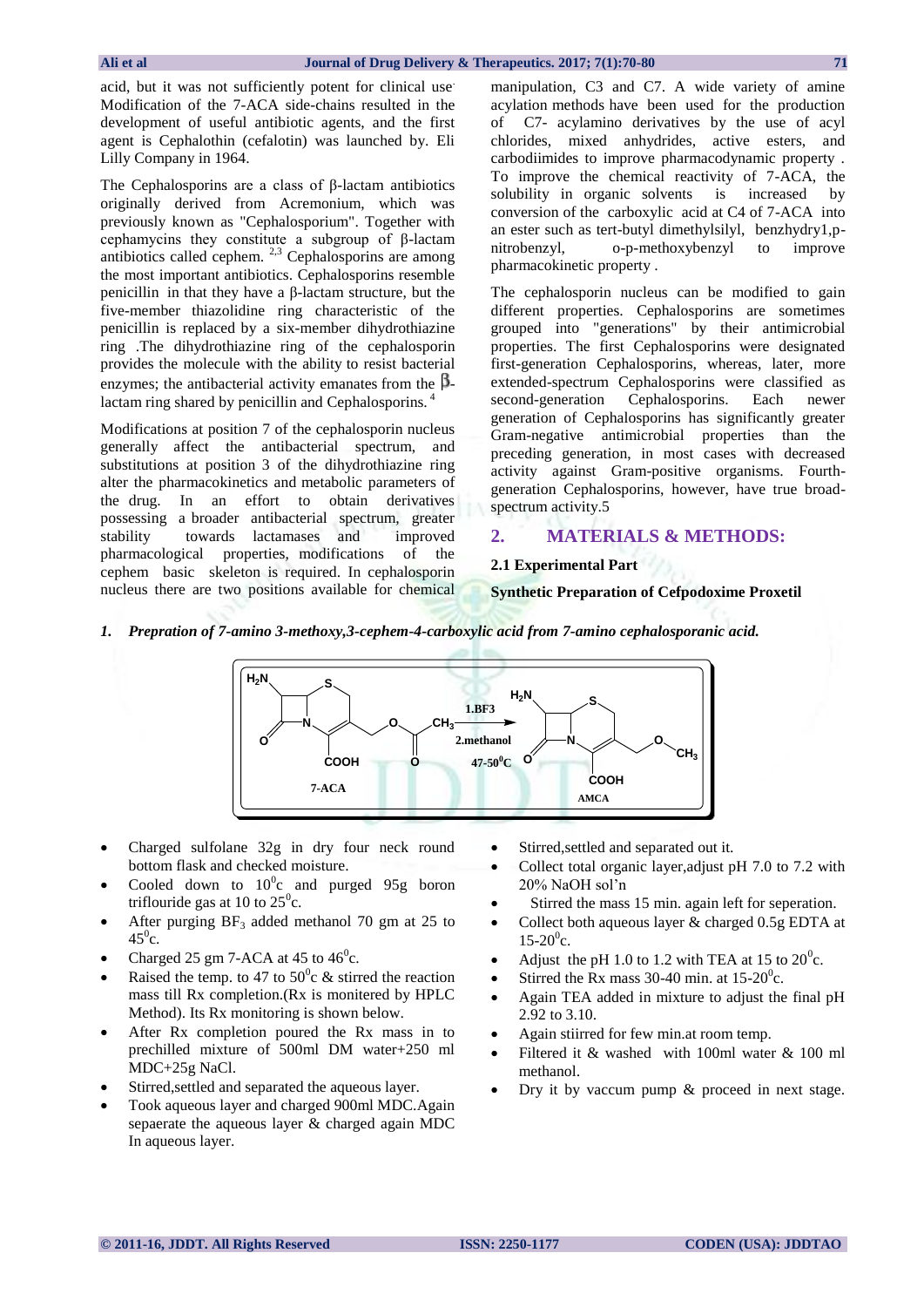acid, but it was not sufficiently potent for clinical use. Modification of the 7-ACA side-chains resulted in the development of useful antibiotic agents, and the first agent is Cephalothin (cefalotin) was launched by. Eli Lilly Company in 1964.

The Cephalosporins are a class of β-lactam antibiotics originally derived from Acremonium, which was previously known as "Cephalosporium". Together with cephamycins they constitute a subgroup of β-lactam antibiotics called cephem. [2,3] Cephalosporins are among the most important antibiotics. Cephalosporins resemble penicillin in that they have a β-lactam structure, but the five-member thiazolidine ring characteristic of the penicillin is replaced by a six-member dihydrothiazine ring .The dihydrothiazine ring of the cephalosporin provides the molecule with the ability to resist bacterial enzymes; the antibacterial activity emanates from the β-lactam ring shared by penicillin and Cephalosporins. [4]

Modifications at position 7 of the cephalosporin nucleus generally affect the antibacterial spectrum, and substitutions at position 3 of the dihydrothiazine ring alter the pharmacokinetics and metabolic parameters of the drug. In an effort to obtain derivatives possessing a broader antibacterial spectrum, greater stability towards lactamases and improved pharmacological properties, modifications of the cephem basic skeleton is required. In cephalosporin nucleus there are two positions available for chemical manipulation, C3 and C7. A wide variety of amine acylation methods have been used for the production of C7- acylamino derivatives by the use of acyl chlorides, mixed anhydrides, active esters, and carbodiimides to improve pharmacodynamic property . To improve the chemical reactivity of 7-ACA, the solubility in organic solvents is increased by conversion of the carboxylic acid at C4 of 7-ACA into an ester such as tert-butyl dimethylsilyl, benzhydry1,p-nitrobenzyl, o-p-methoxybenzyl to improve pharmacokinetic property .

The cephalosporin nucleus can be modified to gain different properties. Cephalosporins are sometimes grouped into "generations" by their antimicrobial properties. The first Cephalosporins were designated first-generation Cephalosporins, whereas, later, more extended-spectrum Cephalosporins were classified as second-generation Cephalosporins. Each newer generation of Cephalosporins has significantly greater Gram-negative antimicrobial properties than the preceding generation, in most cases with decreased activity against Gram-positive organisms. Fourth-generation Cephalosporins, however, have true broad-spectrum activity.5

## 2. MATERIALS & METHODS:

### 2.1 Experimental Part

**Synthetic Preparation of Cefpodoxime Proxetil**

*1. Prepration of 7-amino 3-methoxy,3-cephem-4-carboxylic acid from 7-amino cephalosporanic acid.*

7-ACA → (1.BF3, 2.methanol, 47-50$^0$C) → AMCA

- Charged sulfolane 32g in dry four neck round bottom flask and checked moisture.
- Cooled down to 10$^0$c and purged 95g boron triflouride gas at 10 to 25$^0$c.
- After purging $BF_3$ added methanol 70 gm at 25 to 45$^0$c.
- Charged 25 gm 7-ACA at 45 to 46$^0$c.
- Raised the temp. to 47 to 50$^0$c & stirred the reaction mass till Rx completion.(Rx is monitered by HPLC Method). Its Rx monitoring is shown below.
- After Rx completion poured the Rx mass in to prechilled mixture of 500ml DM water+250 ml MDC+25g NaCl.
- Stirred,settled and separated the aqueous layer.
- Took aqueous layer and charged 900ml MDC.Again sepaerate the aqueous layer & charged again MDC In aqueous layer.
- Stirred,settled and separated out it.
- Collect total organic layer,adjust pH 7.0 to 7.2 with 20% NaOH sol'n
- Stirred the mass 15 min. again left for seperation.
- Collect both aqueous layer & charged 0.5g EDTA at 15-20$^0$c.
- Adjust the pH 1.0 to 1.2 with TEA at 15 to 20$^0$c.
- Stirred the Rx mass 30-40 min. at 15-20$^0$c.
- Again TEA added in mixture to adjust the final pH 2.92 to 3.10.
- Again stiirred for few min.at room temp.
- Filtered it & washed with 100ml water & 100 ml methanol.
- Dry it by vaccum pump & proceed in next stage.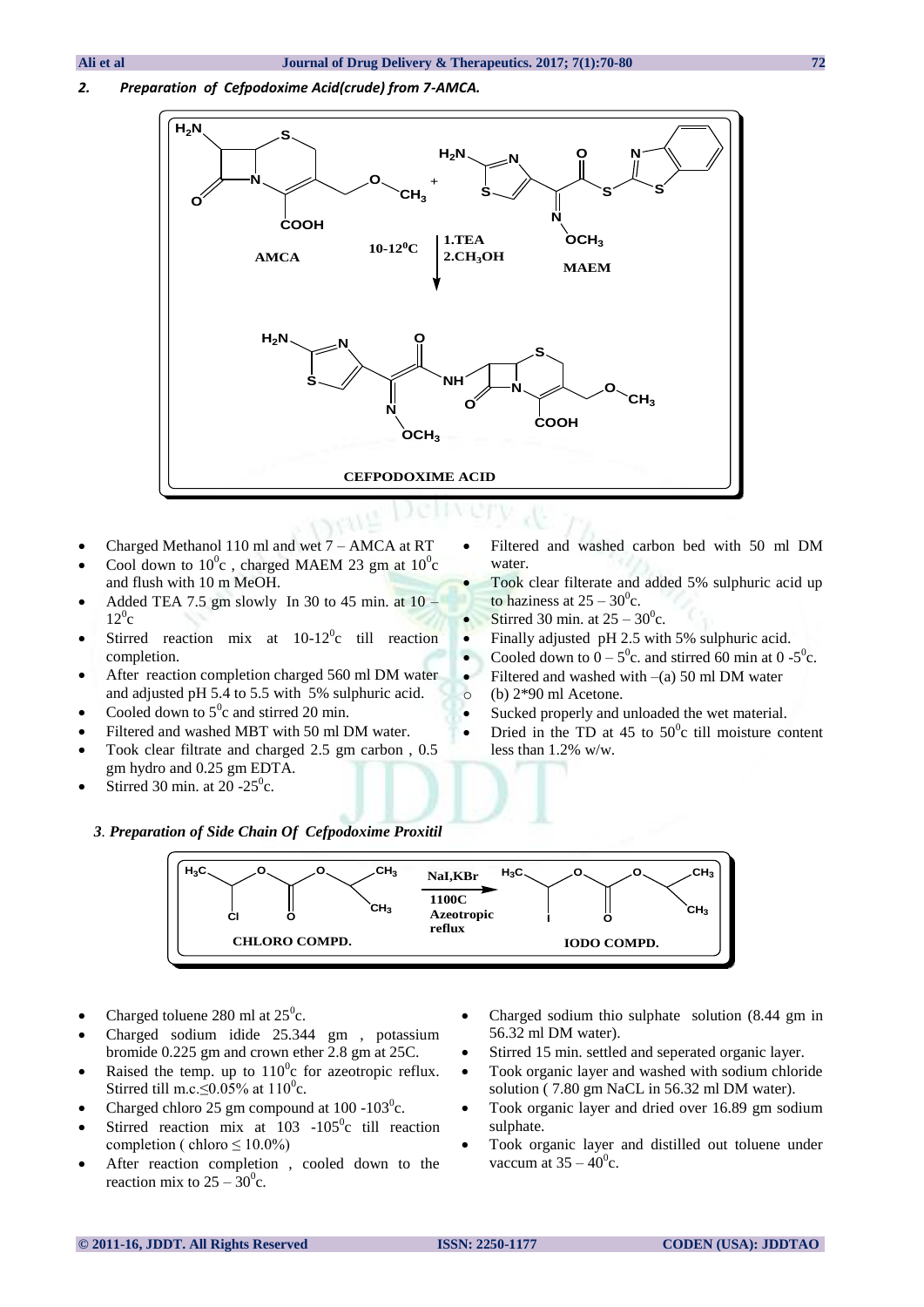## 2. *Preparation of Cefpodoxime Acid(crude) from 7-AMCA.*

AMCA + MAEM → (10-12$^0$C; 1.TEA 2.$CH_3OH$) → CEFPODOXIME ACID

- Charged Methanol 110 ml and wet 7 – AMCA at RT
- Cool down to 10$^0$c , charged MAEM 23 gm at 10$^0$c and flush with 10 m MeOH.
- Added TEA 7.5 gm slowly In 30 to 45 min. at 10 – 12$^0$c
- Stirred reaction mix at 10-12$^0$c till reaction completion.
- After reaction completion charged 560 ml DM water and adjusted pH 5.4 to 5.5 with 5% sulphuric acid.
- Cooled down to 5$^0$c and stirred 20 min.
- Filtered and washed MBT with 50 ml DM water.
- Took clear filtrate and charged 2.5 gm carbon , 0.5 gm hydro and 0.25 gm EDTA.
- Stirred 30 min. at 20 -25$^0$c.
- Filtered and washed carbon bed with 50 ml DM water.
- Took clear filterate and added 5% sulphuric acid up to haziness at 25 – 30$^0$c.
- Stirred 30 min. at 25 – 30$^0$c.
- Finally adjusted pH 2.5 with 5% sulphuric acid.
- Cooled down to 0 – 5$^0$c. and stirred 60 min at 0 -5$^0$c.
- Filtered and washed with –(a) 50 ml DM water
  - (b) 2*90 ml Acetone.
- Sucked properly and unloaded the wet material.
- Dried in the TD at 45 to 50$^0$c till moisture content less than 1.2% w/w.

### 3. *Preparation of Side Chain Of Cefpodoxime Proxitil*

CHLORO COMPD. → (NaI,KBr; 1100C Azeotropic reflux) → IODO COMPD.

- Charged toluene 280 ml at 25$^0$c.
- Charged sodium idide 25.344 gm , potassium bromide 0.225 gm and crown ether 2.8 gm at 25C.
- Raised the temp. up to 110$^0$c for azeotropic reflux. Stirred till m.c.≤0.05% at 110$^0$c.
- Charged chloro 25 gm compound at 100 -103$^0$c.
- Stirred reaction mix at 103 -105$^0$c till reaction completion ( chloro ≤ 10.0%)
- After reaction completion , cooled down to the reaction mix to 25 – 30$^0$c.
- Charged sodium thio sulphate solution (8.44 gm in 56.32 ml DM water).
- Stirred 15 min. settled and seperated organic layer.
- Took organic layer and washed with sodium chloride solution ( 7.80 gm NaCL in 56.32 ml DM water).
- Took organic layer and dried over 16.89 gm sodium sulphate.
- Took organic layer and distilled out toluene under vaccum at 35 – 40$^0$c.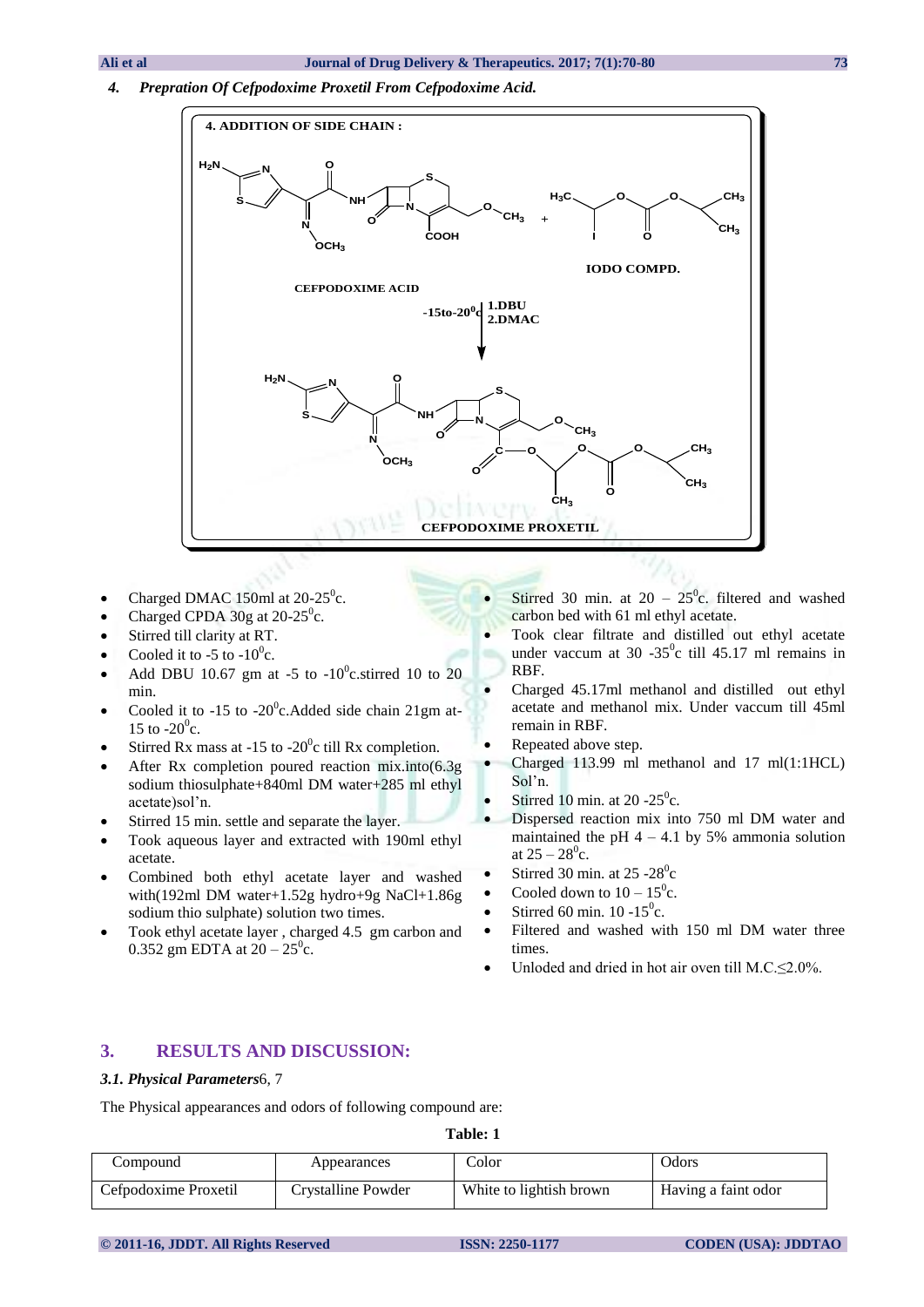**4. *Prepration Of Cefpodoxime Proxetil From Cefpodoxime Acid.***

4. ADDITION OF SIDE CHAIN :

CEFPODOXIME ACID + IODO COMPD. → (-15to-20°c; 1.DBU 2.DMAC) → CEFPODOXIME PROXETIL

- Charged DMAC 150ml at 20-25$^0$c.
- Charged CPDA 30g at 20-25$^0$c.
- Stirred till clarity at RT.
- Cooled it to -5 to -10$^0$c.
- Add DBU 10.67 gm at -5 to -10$^0$c.stirred 10 to 20 min.
- Cooled it to -15 to -20$^0$c.Added side chain 21gm at-15 to -20$^0$c.
- Stirred Rx mass at -15 to -20$^0$c till Rx completion.
- After Rx completion poured reaction mix.into(6.3g sodium thiosulphate+840ml DM water+285 ml ethyl acetate)sol'n.
- Stirred 15 min. settle and separate the layer.
- Took aqueous layer and extracted with 190ml ethyl acetate.
- Combined both ethyl acetate layer and washed with(192ml DM water+1.52g hydro+9g NaCl+1.86g sodium thio sulphate) solution two times.
- Took ethyl acetate layer , charged 4.5 gm carbon and 0.352 gm EDTA at 20 – 25$^0$c.
- Stirred 30 min. at 20 – 25$^0$c. filtered and washed carbon bed with 61 ml ethyl acetate.
- Took clear filtrate and distilled out ethyl acetate under vaccum at 30 -35$^0$c till 45.17 ml remains in RBF.
- Charged 45.17ml methanol and distilled out ethyl acetate and methanol mix. Under vaccum till 45ml remain in RBF.
- Repeated above step.
- Charged 113.99 ml methanol and 17 ml(1:1HCL) Sol'n.
- Stirred 10 min. at 20 -25$^0$c.
- Dispersed reaction mix into 750 ml DM water and maintained the pH 4 – 4.1 by 5% ammonia solution at 25 – 28$^0$c.
- Stirred 30 min. at 25 -28$^0$c
- Cooled down to 10 – 15$^0$c.
- Stirred 60 min. 10 -15$^0$c.
- Filtered and washed with 150 ml DM water three times.
- Unloded and dried in hot air oven till M.C.≤2.0%.

## 3. RESULTS AND DISCUSSION:

### *3.1. Physical Parameters*6, 7

The Physical appearances and odors of following compound are:

**Table: 1**

| Compound | Appearances | Color | Odors |
|---|---|---|---|
| Cefpodoxime Proxetil | Crystalline Powder | White to lightish brown | Having a faint odor |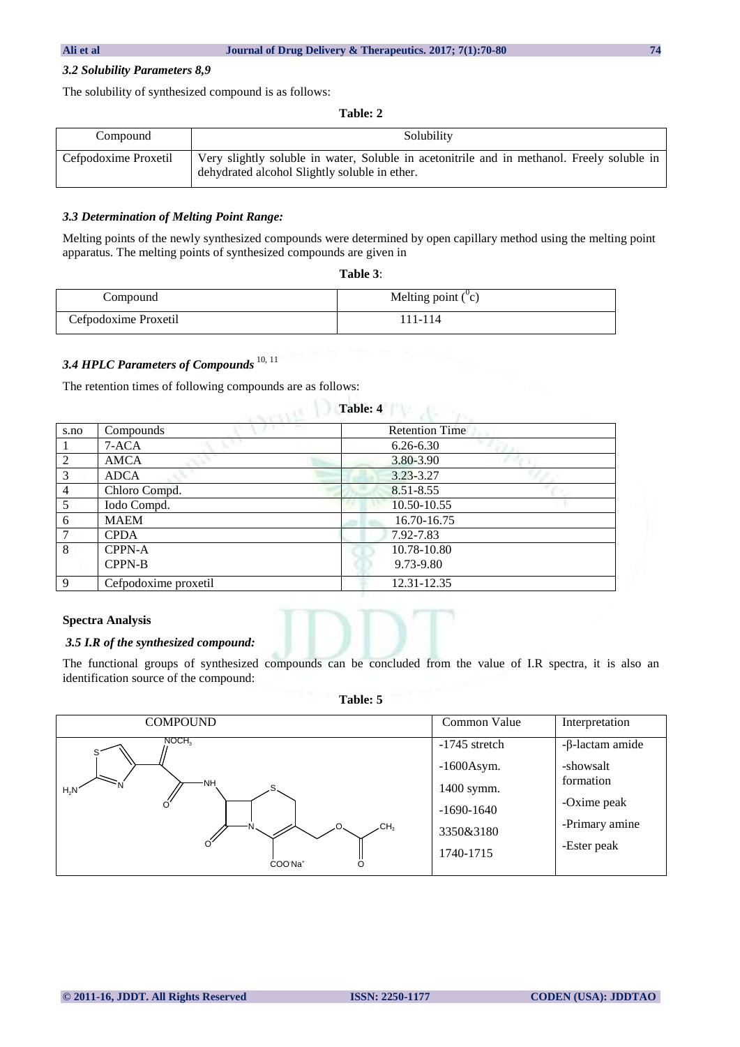### *3.2 Solubility Parameters 8,9*

The solubility of synthesized compound is as follows:

**Table: 2**

| Compound | Solubility |
|---|---|
| Cefpodoxime Proxetil | Very slightly soluble in water, Soluble in acetonitrile and in methanol. Freely soluble in dehydrated alcohol Slightly soluble in ether. |

### *3.3 Determination of Melting Point Range:*

Melting points of the newly synthesized compounds were determined by open capillary method using the melting point apparatus. The melting points of synthesized compounds are given in

**Table 3**:

| Compound | Melting point ($^0$c) |
|---|---|
| Cefpodoxime Proxetil | 111-114 |

### *3.4 HPLC Parameters of Compounds* [10, 11]

The retention times of following compounds are as follows:

**Table: 4**

| s.no | Compounds | Retention Time |
|---|---|---|
| 1 | 7-ACA | 6.26-6.30 |
| 2 | AMCA | 3.80-3.90 |
| 3 | ADCA | 3.23-3.27 |
| 4 | Chloro Compd. | 8.51-8.55 |
| 5 | Iodo Compd. | 10.50-10.55 |
| 6 | MAEM | 16.70-16.75 |
| 7 | CPDA | 7.92-7.83 |
| 8 | CPPN-A<br>CPPN-B | 10.78-10.80<br>9.73-9.80 |
| 9 | Cefpodoxime proxetil | 12.31-12.35 |

**Spectra Analysis**

### *3.5 I.R of the synthesized compound:*

The functional groups of synthesized compounds can be concluded from the value of I.R spectra, it is also an identification source of the compound:

**Table: 5**

| COMPOUND | Common Value | Interpretation |
|---|---|---|
| [Structure: aminothiazolyl methoxyimino cephalosporin with acetoxymethyl side chain, $COO^-Na^+$] | -1745 stretch<br>-1600Asym.<br>1400 symm.<br>-1690-1640<br>3350&3180<br>1740-1715 | -β-lactam amide<br>-showsalt formation<br>-Oxime peak<br>-Primary amine<br>-Ester peak |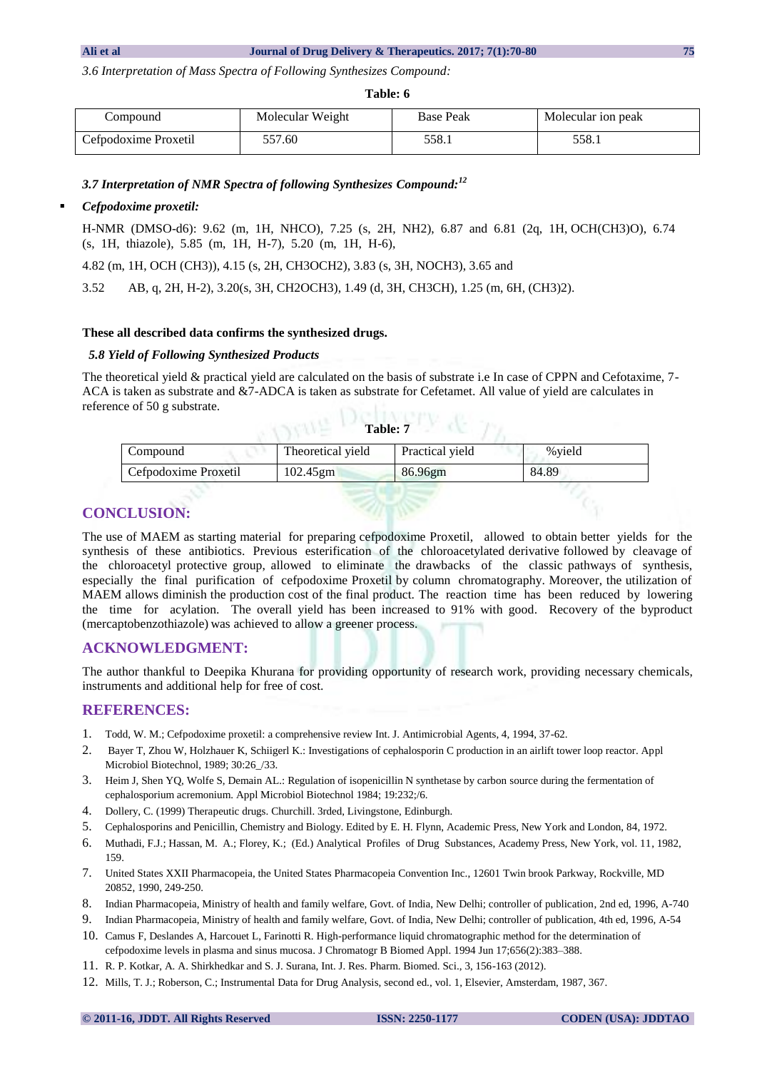*3.6 Interpretation of Mass Spectra of Following Synthesizes Compound:*

**Table: 6**

| Compound | Molecular Weight | Base Peak | Molecular ion peak |
|---|---|---|---|
| Cefpodoxime Proxetil | 557.60 | 558.1 | 558.1 |

***3.7 Interpretation of NMR Spectra of following Synthesizes Compound:***[12]

- ***Cefpodoxime proxetil:***

H-NMR (DMSO-d6): 9.62 (m, 1H, NHCO), 7.25 (s, 2H, $NH_2$), 6.87 and 6.81 (2q, 1H, $OCH(CH_3)O$), 6.74 (s, 1H, thiazole), 5.85 (m, 1H, H-7), 5.20 (m, 1H, H-6),

4.82 (m, 1H, OCH ($CH_3$)), 4.15 (s, 2H, $CH_3OCH_2$), 3.83 (s, 3H, $NOCH_3$), 3.65 and

3.52 AB, q, 2H, H-2), 3.20(s, 3H, $CH_2OCH_3$), 1.49 (d, 3H, $CH_3CH$), 1.25 (m, 6H, $(CH_3)_2$).

**These all described data confirms the synthesized drugs.**

***5.8 Yield of Following Synthesized Products***

The theoretical yield & practical yield are calculated on the basis of substrate i.e In case of CPPN and Cefotaxime, 7-ACA is taken as substrate and &7-ADCA is taken as substrate for Cefetamet. All value of yield are calculates in reference of 50 g substrate.

**Table: 7**

| Compound | Theoretical yield | Practical yield | %yield |
|---|---|---|---|
| Cefpodoxime Proxetil | 102.45gm | 86.96gm | 84.89 |

## CONCLUSION:

The use of MAEM as starting material for preparing cefpodoxime Proxetil, allowed to obtain better yields for the synthesis of these antibiotics. Previous esterification of the chloroacetylated derivative followed by cleavage of the chloroacetyl protective group, allowed to eliminate the drawbacks of the classic pathways of synthesis, especially the final purification of cefpodoxime Proxetil by column chromatography. Moreover, the utilization of MAEM allows diminish the production cost of the final product. The reaction time has been reduced by lowering the time for acylation. The overall yield has been increased to 91% with good. Recovery of the byproduct (mercaptobenzothiazole) was achieved to allow a greener process.

## ACKNOWLEDGMENT:

The author thankful to Deepika Khurana for providing opportunity of research work, providing necessary chemicals, instruments and additional help for free of cost.

## REFERENCES:

1. Todd, W. M.; Cefpodoxime proxetil: a comprehensive review Int. J. Antimicrobial Agents, 4, 1994, 37-62.
2. Bayer T, Zhou W, Holzhauer K, Schiigerl K.: Investigations of cephalosporin C production in an airlift tower loop reactor. Appl Microbiol Biotechnol, 1989; 30:26_/33.
3. Heim J, Shen YQ, Wolfe S, Demain AL.: Regulation of isopenicillin N synthetase by carbon source during the fermentation of cephalosporium acremonium. Appl Microbiol Biotechnol 1984; 19:232;/6.
4. Dollery, C. (1999) Therapeutic drugs. Churchill. 3rded, Livingstone, Edinburgh.
5. Cephalosporins and Penicillin, Chemistry and Biology. Edited by E. H. Flynn, Academic Press, New York and London, 84, 1972.
6. Muthadi, F.J.; Hassan, M. A.; Florey, K.; (Ed.) Analytical Profiles of Drug Substances, Academy Press, New York, vol. 11, 1982, 159.
7. United States XXII Pharmacopeia, the United States Pharmacopeia Convention Inc., 12601 Twin brook Parkway, Rockville, MD 20852, 1990, 249-250.
8. Indian Pharmacopeia, Ministry of health and family welfare, Govt. of India, New Delhi; controller of publication, 2nd ed, 1996, A-740
9. Indian Pharmacopeia, Ministry of health and family welfare, Govt. of India, New Delhi; controller of publication, 4th ed, 1996, A-54
10. Camus F, Deslandes A, Harcouet L, Farinotti R. High-performance liquid chromatographic method for the determination of cefpodoxime levels in plasma and sinus mucosa. J Chromatogr B Biomed Appl. 1994 Jun 17;656(2):383–388.
11. R. P. Kotkar, A. A. Shirkhedkar and S. J. Surana, Int. J. Res. Pharm. Biomed. Sci., 3, 156-163 (2012).
12. Mills, T. J.; Roberson, C.; Instrumental Data for Drug Analysis, second ed., vol. 1, Elsevier, Amsterdam, 1987, 367.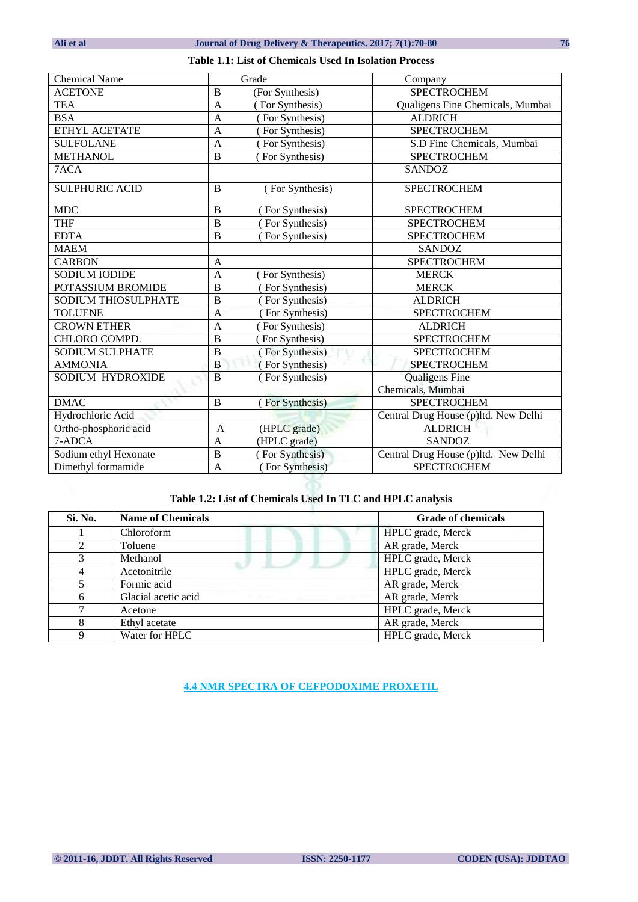**Table 1.1: List of Chemicals Used In Isolation Process**

| Chemical Name | Grade | | Company |
|---|---|---|---|
| ACETONE | B | (For Synthesis) | SPECTROCHEM |
| TEA | A | ( For Synthesis) | Qualigens Fine Chemicals, Mumbai |
| BSA | A | ( For Synthesis) | ALDRICH |
| ETHYL ACETATE | A | ( For Synthesis) | SPECTROCHEM |
| SULFOLANE | A | ( For Synthesis) | S.D Fine Chemicals, Mumbai |
| METHANOL | B | ( For Synthesis) | SPECTROCHEM |
| 7ACA | | | SANDOZ |
| SULPHURIC ACID | B | ( For Synthesis) | SPECTROCHEM |
| MDC | B | ( For Synthesis) | SPECTROCHEM |
| THF | B | ( For Synthesis) | SPECTROCHEM |
| EDTA | B | ( For Synthesis) | SPECTROCHEM |
| MAEM | | | SANDOZ |
| CARBON | A | | SPECTROCHEM |
| SODIUM IODIDE | A | ( For Synthesis) | MERCK |
| POTASSIUM BROMIDE | B | ( For Synthesis) | MERCK |
| SODIUM THIOSULPHATE | B | ( For Synthesis) | ALDRICH |
| TOLUENE | A | ( For Synthesis) | SPECTROCHEM |
| CROWN ETHER | A | ( For Synthesis) | ALDRICH |
| CHLORO COMPD. | B | ( For Synthesis) | SPECTROCHEM |
| SODIUM SULPHATE | B | ( For Synthesis) | SPECTROCHEM |
| AMMONIA | B | ( For Synthesis) | SPECTROCHEM |
| SODIUM HYDROXIDE | B | ( For Synthesis) | Qualigens Fine Chemicals, Mumbai |
| DMAC | B | ( For Synthesis) | SPECTROCHEM |
| Hydrochloric Acid | | | Central Drug House (p)ltd. New Delhi |
| Ortho-phosphoric acid | A | (HPLC grade) | ALDRICH |
| 7-ADCA | A | (HPLC grade) | SANDOZ |
| Sodium ethyl Hexonate | B | ( For Synthesis) | Central Drug House (p)ltd. New Delhi |
| Dimethyl formamide | A | ( For Synthesis) | SPECTROCHEM |

**Table 1.2: List of Chemicals Used In TLC and HPLC analysis**

| Si. No. | Name of Chemicals | Grade of chemicals |
|---|---|---|
| 1 | Chloroform | HPLC grade, Merck |
| 2 | Toluene | AR grade, Merck |
| 3 | Methanol | HPLC grade, Merck |
| 4 | Acetonitrile | HPLC grade, Merck |
| 5 | Formic acid | AR grade, Merck |
| 6 | Glacial acetic acid | AR grade, Merck |
| 7 | Acetone | HPLC grade, Merck |
| 8 | Ethyl acetate | AR grade, Merck |
| 9 | Water for HPLC | HPLC grade, Merck |

## 4.4 NMR SPECTRA OF CEFPODOXIME PROXETIL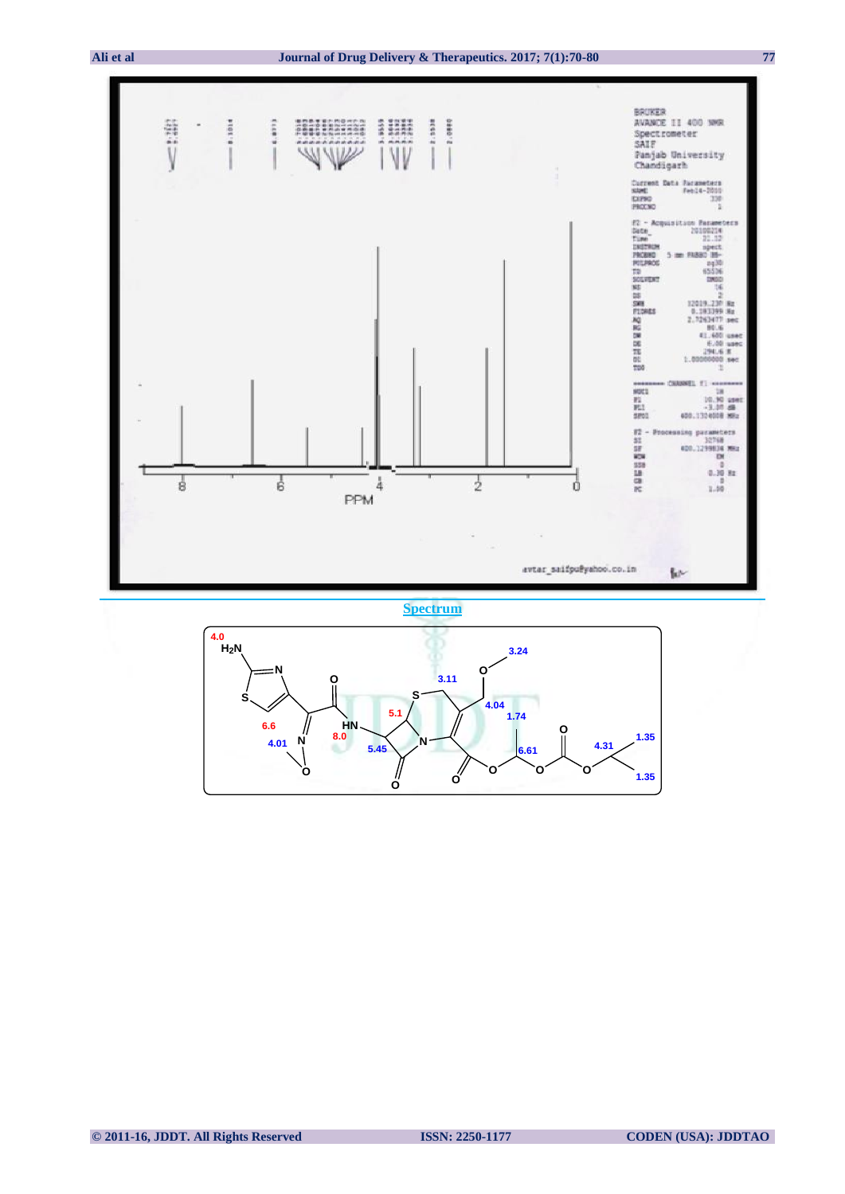Spectrum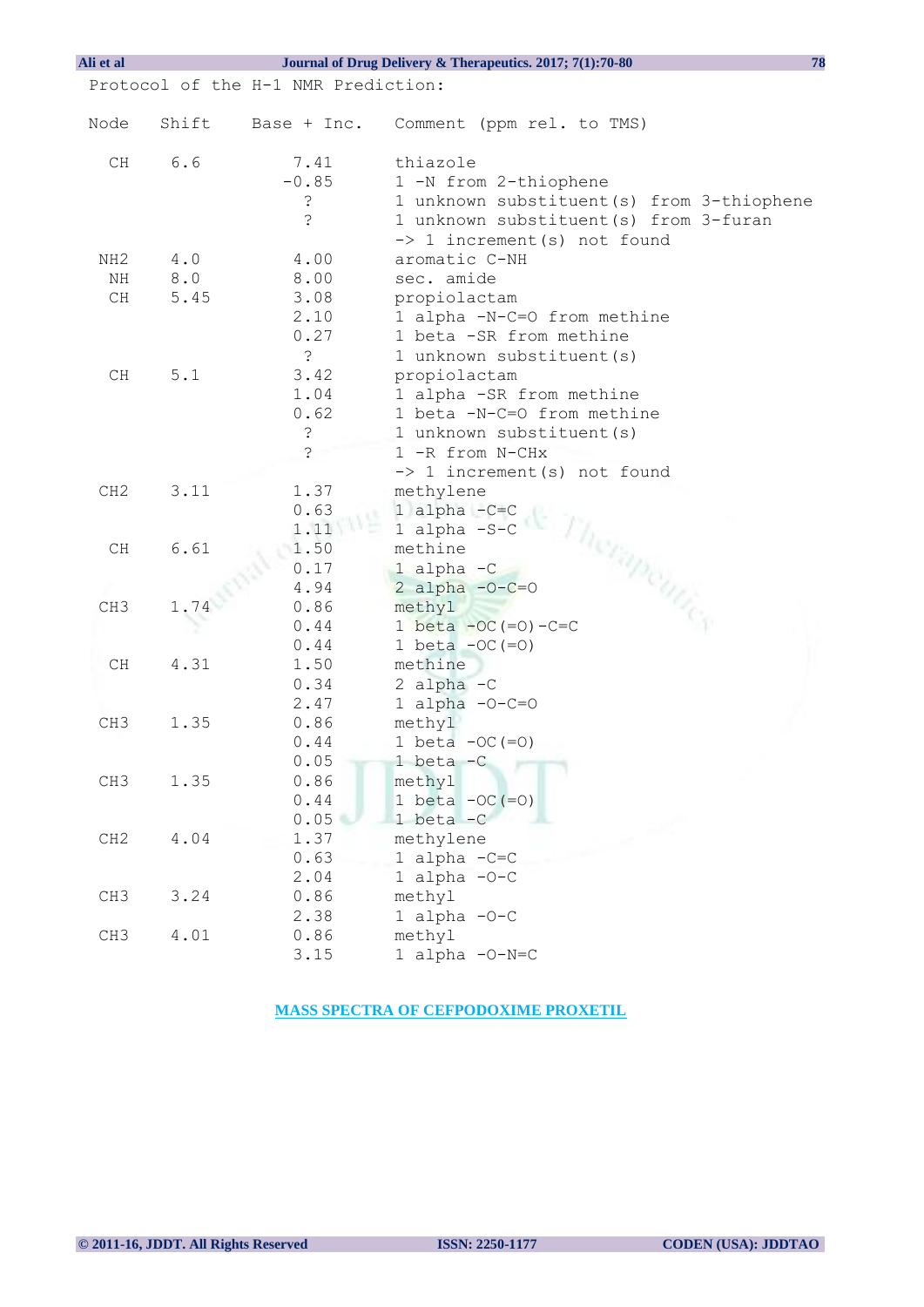Protocol of the H-1 NMR Prediction:

```
Node   Shift    Base + Inc.   Comment (ppm rel. to TMS)

 CH     6.6        7.41       thiazole
                  -0.85       1 -N from 2-thiophene
                    ?         1 unknown substituent(s) from 3-thiophene
                    ?         1 unknown substituent(s) from 3-furan
                              -> 1 increment(s) not found
NH2     4.0        4.00       aromatic C-NH
 NH     8.0        8.00       sec. amide
 CH     5.45       3.08       propiolactam
                   2.10       1 alpha -N-C=O from methine
                   0.27       1 beta -SR from methine
                    ?         1 unknown substituent(s)
 CH     5.1        3.42       propiolactam
                   1.04       1 alpha -SR from methine
                   0.62       1 beta -N-C=O from methine
                    ?         1 unknown substituent(s)
                    ?         1 -R from N-CHx
                              -> 1 increment(s) not found
CH2     3.11       1.37       methylene
                   0.63       1 alpha -C=C
                   1.11       1 alpha -S-C
 CH     6.61       1.50       methine
                   0.17       1 alpha -C
                   4.94       2 alpha -O-C=O
CH3     1.74       0.86       methyl
                   0.44       1 beta -OC(=O)-C=C
                   0.44       1 beta -OC(=O)
 CH     4.31       1.50       methine
                   0.34       2 alpha -C
                   2.47       1 alpha -O-C=O
CH3     1.35       0.86       methyl
                   0.44       1 beta -OC(=O)
                   0.05       1 beta -C
CH3     1.35       0.86       methyl
                   0.44       1 beta -OC(=O)
                   0.05       1 beta -C
CH2     4.04       1.37       methylene
                   0.63       1 alpha -C=C
                   2.04       1 alpha -O-C
CH3     3.24       0.86       methyl
                   2.38       1 alpha -O-C
CH3     4.01       0.86       methyl
                   3.15       1 alpha -O-N=C
```

## MASS SPECTRA OF CEFPODOXIME PROXETIL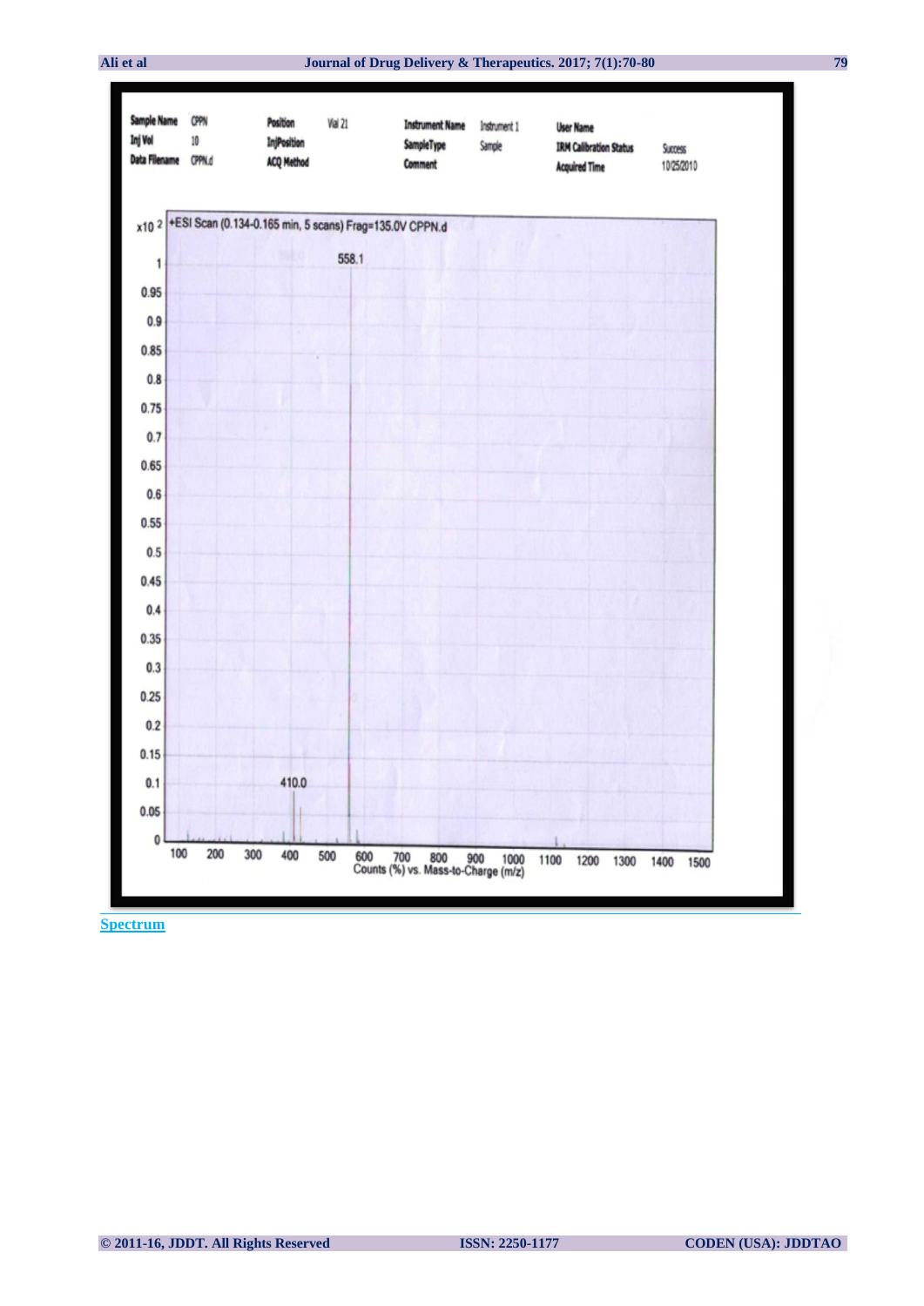| Sample Name | CPPN | Position | Vial 21 | Instrument Name | Instrument 1 | User Name | |
|---|---|---|---|---|---|---|---|
| Inj Vol | 10 | InjPosition | | SampleType | Sample | IRM Calibration Status | Success |
| Data Filename | CPPN.d | ACQ Method | | Comment | | Acquired Time | 10/25/2010 |

x10 2 +ESI Scan (0.134-0.165 min, 5 scans) Frag=135.0V CPPN.d

558.1

410.0

Counts (%) vs. Mass-to-Charge (m/z)

**Spectrum**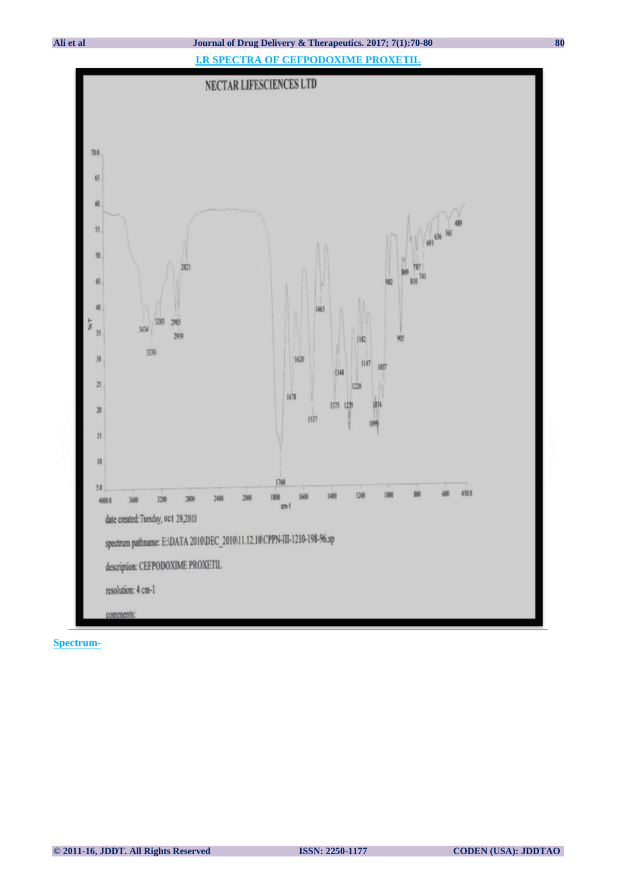**I.R SPECTRA OF CEFPODOXIME PROXETIL**

NECTAR LIFESCIENCES LTD

%T

70.0
65
60
55
50
45
40
35
30
25
20
15
10
5.0

4000.0 3600 3200 2800 2400 2000 1800 1600 1400 1200 1000 800 600 450.0

cm-1

3434 3330 3203 2985 2939 2823 1760 1678 1620 1537 1465 1375 1348 1275 1220 1182 1147 1099 1074 1037 982 905 869 810 787 741 691 636 561 489

date created: Tuesday, oct 28,2010

spectrum pathname: E:\DATA 2010\DEC_2010\11.12.10\CPPN-III-1210-198-96.sp

description: CEFPODOXIME PROXETIL

resolution: 4 cm-1

comments:

**Spectrum-**